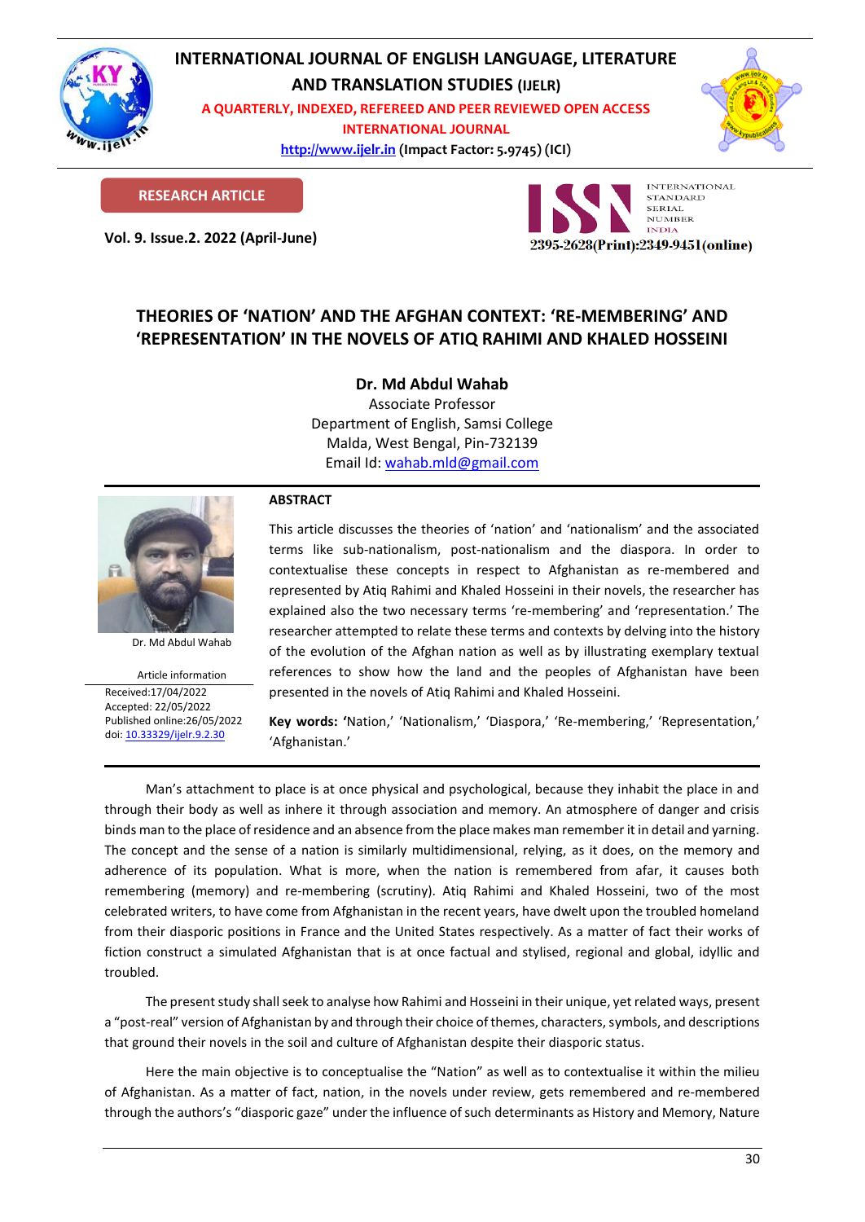INTERNATIONAL JOURNAL OF ENGLISH LANGUAGE, LITERATURE AND TRANSLATION STUDIES (IJELR)

A QUARTERLY, INDEXED, REFEREED AND PEER REVIEWED OPEN ACCESS INTERNATIONAL JOURNAL

http://www.ijelr.in (Impact Factor: 5.9745) (ICI)

**RESEARCH ARTICLE**

**Vol. 9. Issue.2. 2022 (April-June)**

2395-2628(Print):2349-9451(online)

# THEORIES OF 'NATION' AND THE AFGHAN CONTEXT: 'RE-MEMBERING' AND 'REPRESENTATION' IN THE NOVELS OF ATIQ RAHIMI AND KHALED HOSSEINI

**Dr. Md Abdul Wahab**

Associate Professor
Department of English, Samsi College
Malda, West Bengal, Pin-732139
Email Id: wahab.mld@gmail.com

Dr. Md Abdul Wahab

Article information
Received:17/04/2022
Accepted: 22/05/2022
Published online:26/05/2022
doi: 10.33329/ijelr.9.2.30

## ABSTRACT

This article discusses the theories of 'nation' and 'nationalism' and the associated terms like sub-nationalism, post-nationalism and the diaspora. In order to contextualise these concepts in respect to Afghanistan as re-membered and represented by Atiq Rahimi and Khaled Hosseini in their novels, the researcher has explained also the two necessary terms 're-membering' and 'representation.' The researcher attempted to relate these terms and contexts by delving into the history of the evolution of the Afghan nation as well as by illustrating exemplary textual references to show how the land and the peoples of Afghanistan have been presented in the novels of Atiq Rahimi and Khaled Hosseini.

**Key words: '**Nation,' 'Nationalism,' 'Diaspora,' 'Re-membering,' 'Representation,' 'Afghanistan.'

Man's attachment to place is at once physical and psychological, because they inhabit the place in and through their body as well as inhere it through association and memory. An atmosphere of danger and crisis binds man to the place of residence and an absence from the place makes man remember it in detail and yarning. The concept and the sense of a nation is similarly multidimensional, relying, as it does, on the memory and adherence of its population. What is more, when the nation is remembered from afar, it causes both remembering (memory) and re-membering (scrutiny). Atiq Rahimi and Khaled Hosseini, two of the most celebrated writers, to have come from Afghanistan in the recent years, have dwelt upon the troubled homeland from their diasporic positions in France and the United States respectively. As a matter of fact their works of fiction construct a simulated Afghanistan that is at once factual and stylised, regional and global, idyllic and troubled.

The present study shall seek to analyse how Rahimi and Hosseini in their unique, yet related ways, present a "post-real" version of Afghanistan by and through their choice of themes, characters, symbols, and descriptions that ground their novels in the soil and culture of Afghanistan despite their diasporic status.

Here the main objective is to conceptualise the "Nation" as well as to contextualise it within the milieu of Afghanistan. As a matter of fact, nation, in the novels under review, gets remembered and re-membered through the authors's "diasporic gaze" under the influence of such determinants as History and Memory, Nature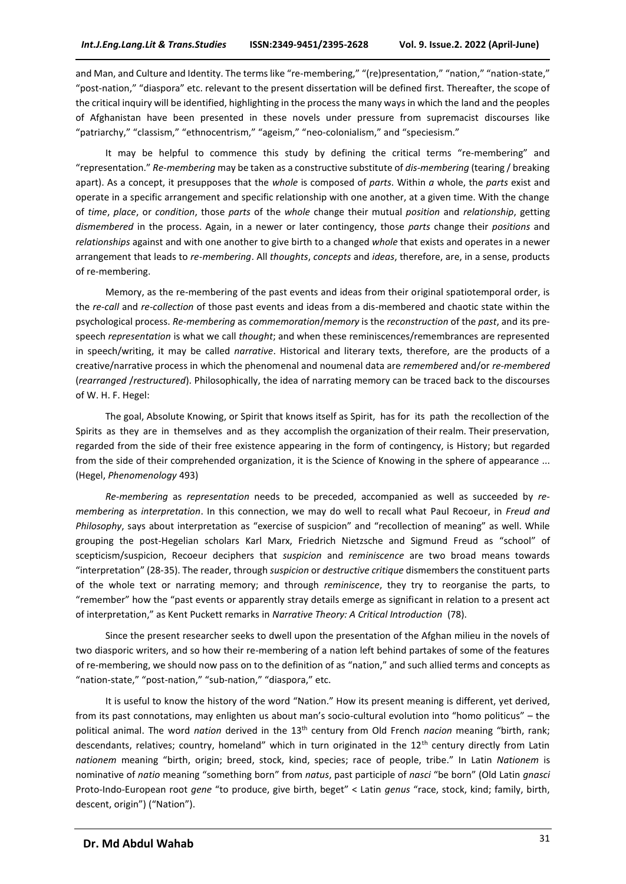and Man, and Culture and Identity. The terms like "re-membering," "(re)presentation," "nation," "nation-state," "post-nation," "diaspora" etc. relevant to the present dissertation will be defined first. Thereafter, the scope of the critical inquiry will be identified, highlighting in the process the many ways in which the land and the peoples of Afghanistan have been presented in these novels under pressure from supremacist discourses like "patriarchy," "classism," "ethnocentrism," "ageism," "neo-colonialism," and "speciesism."

It may be helpful to commence this study by defining the critical terms "re-membering" and "representation." *Re-membering* may be taken as a constructive substitute of *dis-membering* (tearing / breaking apart). As a concept, it presupposes that the *whole* is composed of *parts*. Within *a* whole, the *parts* exist and operate in a specific arrangement and specific relationship with one another, at a given time. With the change of *time*, *place*, or *condition*, those *parts* of the *whole* change their mutual *position* and *relationship*, getting *dismembered* in the process. Again, in a newer or later contingency, those *parts* change their *positions* and *relationships* against and with one another to give birth to a changed *whole* that exists and operates in a newer arrangement that leads to *re-membering*. All *thoughts*, *concepts* and *ideas*, therefore, are, in a sense, products of re-membering.

Memory, as the re-membering of the past events and ideas from their original spatiotemporal order, is the *re-call* and *re-collection* of those past events and ideas from a dis-membered and chaotic state within the psychological process. *Re-membering* as *commemoration*/*memory* is the *reconstruction* of the *past*, and its pre-speech *representation* is what we call *thought*; and when these reminiscences/remembrances are represented in speech/writing, it may be called *narrative*. Historical and literary texts, therefore, are the products of a creative/narrative process in which the phenomenal and noumenal data are *remembered* and/or *re-membered* (*rearranged* /*restructured*). Philosophically, the idea of narrating memory can be traced back to the discourses of W. H. F. Hegel:

> The goal, Absolute Knowing, or Spirit that knows itself as Spirit, has for its path the recollection of the Spirits as they are in themselves and as they accomplish the organization of their realm. Their preservation, regarded from the side of their free existence appearing in the form of contingency, is History; but regarded from the side of their comprehended organization, it is the Science of Knowing in the sphere of appearance ... (Hegel, *Phenomenology* 493)

*Re-membering* as *representation* needs to be preceded, accompanied as well as succeeded by *re-membering* as *interpretation*. In this connection, we may do well to recall what Paul Recoeur, in *Freud and Philosophy*, says about interpretation as "exercise of suspicion" and "recollection of meaning" as well. While grouping the post-Hegelian scholars Karl Marx, Friedrich Nietzsche and Sigmund Freud as "school" of scepticism/suspicion, Recoeur deciphers that *suspicion* and *reminiscence* are two broad means towards "interpretation" (28-35). The reader, through *suspicion* or *destructive critique* dismembers the constituent parts of the whole text or narrating memory; and through *reminiscence*, they try to reorganise the parts, to "remember" how the "past events or apparently stray details emerge as significant in relation to a present act of interpretation," as Kent Puckett remarks in *Narrative Theory: A Critical Introduction* (78).

Since the present researcher seeks to dwell upon the presentation of the Afghan milieu in the novels of two diasporic writers, and so how their re-membering of a nation left behind partakes of some of the features of re-membering, we should now pass on to the definition of as "nation," and such allied terms and concepts as "nation-state," "post-nation," "sub-nation," "diaspora," etc.

It is useful to know the history of the word "Nation." How its present meaning is different, yet derived, from its past connotations, may enlighten us about man's socio-cultural evolution into "homo politicus" – the political animal. The word *nation* derived in the 13th century from Old French *nacion* meaning "birth, rank; descendants, relatives; country, homeland" which in turn originated in the 12th century directly from Latin *nationem* meaning "birth, origin; breed, stock, kind, species; race of people, tribe." In Latin *Nationem* is nominative of *natio* meaning "something born" from *natus*, past participle of *nasci* "be born" (Old Latin *gnasci* Proto-Indo-European root *gene* "to produce, give birth, beget" < Latin *genus* "race, stock, kind; family, birth, descent, origin") ("Nation").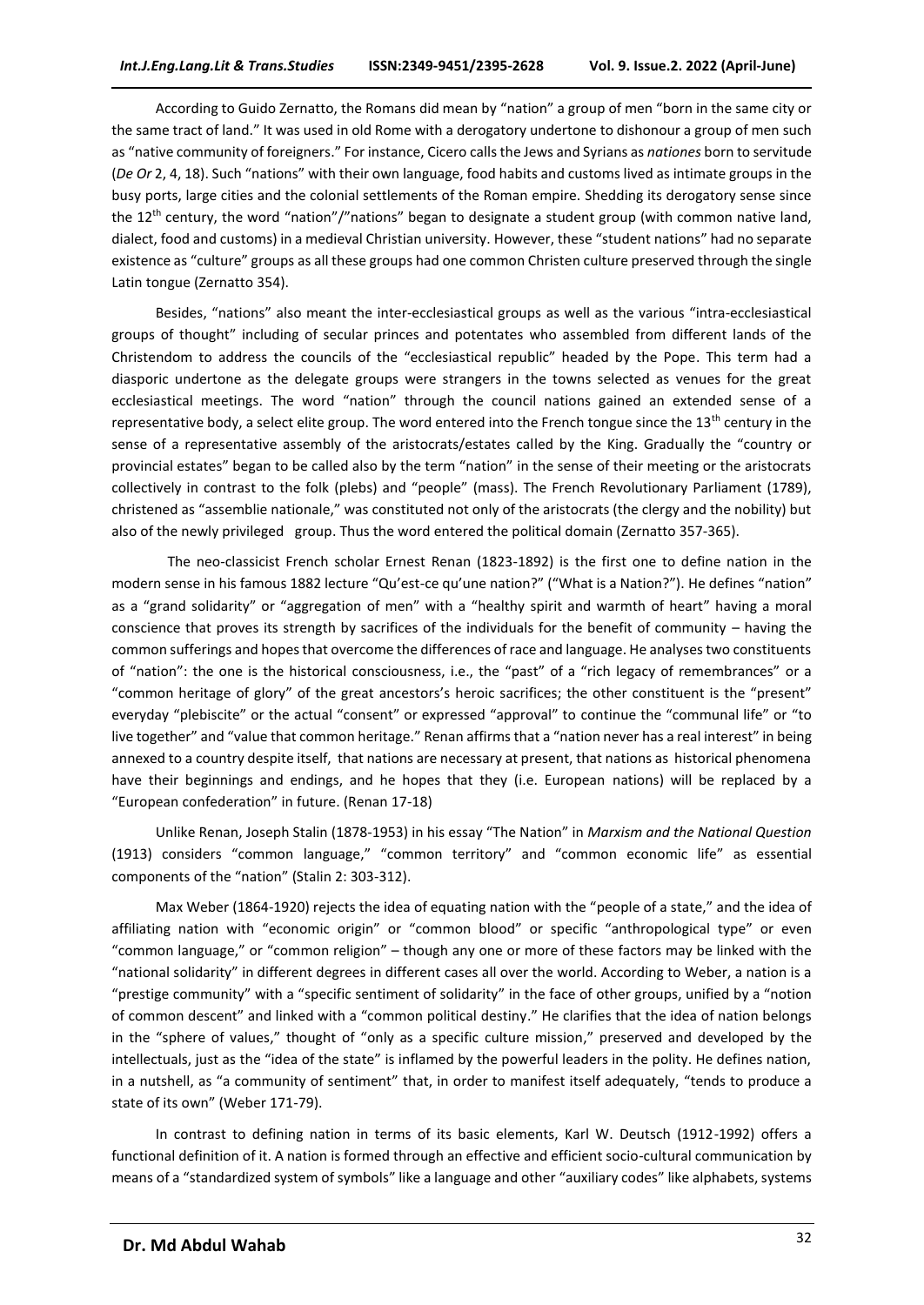According to Guido Zernatto, the Romans did mean by "nation" a group of men "born in the same city or the same tract of land." It was used in old Rome with a derogatory undertone to dishonour a group of men such as "native community of foreigners." For instance, Cicero calls the Jews and Syrians as *nationes* born to servitude (*De Or* 2, 4, 18). Such "nations" with their own language, food habits and customs lived as intimate groups in the busy ports, large cities and the colonial settlements of the Roman empire. Shedding its derogatory sense since the 12th century, the word "nation"/"nations" began to designate a student group (with common native land, dialect, food and customs) in a medieval Christian university. However, these "student nations" had no separate existence as "culture" groups as all these groups had one common Christen culture preserved through the single Latin tongue (Zernatto 354).

Besides, "nations" also meant the inter-ecclesiastical groups as well as the various "intra-ecclesiastical groups of thought" including of secular princes and potentates who assembled from different lands of the Christendom to address the councils of the "ecclesiastical republic" headed by the Pope. This term had a diasporic undertone as the delegate groups were strangers in the towns selected as venues for the great ecclesiastical meetings. The word "nation" through the council nations gained an extended sense of a representative body, a select elite group. The word entered into the French tongue since the 13th century in the sense of a representative assembly of the aristocrats/estates called by the King. Gradually the "country or provincial estates" began to be called also by the term "nation" in the sense of their meeting or the aristocrats collectively in contrast to the folk (plebs) and "people" (mass). The French Revolutionary Parliament (1789), christened as "assemblie nationale," was constituted not only of the aristocrats (the clergy and the nobility) but also of the newly privileged group. Thus the word entered the political domain (Zernatto 357-365).

The neo-classicist French scholar Ernest Renan (1823-1892) is the first one to define nation in the modern sense in his famous 1882 lecture "Qu'est-ce qu'une nation?" ("What is a Nation?"). He defines "nation" as a "grand solidarity" or "aggregation of men" with a "healthy spirit and warmth of heart" having a moral conscience that proves its strength by sacrifices of the individuals for the benefit of community – having the common sufferings and hopes that overcome the differences of race and language. He analyses two constituents of "nation": the one is the historical consciousness, i.e., the "past" of a "rich legacy of remembrances" or a "common heritage of glory" of the great ancestors's heroic sacrifices; the other constituent is the "present" everyday "plebiscite" or the actual "consent" or expressed "approval" to continue the "communal life" or "to live together" and "value that common heritage." Renan affirms that a "nation never has a real interest" in being annexed to a country despite itself, that nations are necessary at present, that nations as historical phenomena have their beginnings and endings, and he hopes that they (i.e. European nations) will be replaced by a "European confederation" in future. (Renan 17-18)

Unlike Renan, Joseph Stalin (1878-1953) in his essay "The Nation" in *Marxism and the National Question* (1913) considers "common language," "common territory" and "common economic life" as essential components of the "nation" (Stalin 2: 303-312).

Max Weber (1864-1920) rejects the idea of equating nation with the "people of a state," and the idea of affiliating nation with "economic origin" or "common blood" or specific "anthropological type" or even "common language," or "common religion" – though any one or more of these factors may be linked with the "national solidarity" in different degrees in different cases all over the world. According to Weber, a nation is a "prestige community" with a "specific sentiment of solidarity" in the face of other groups, unified by a "notion of common descent" and linked with a "common political destiny." He clarifies that the idea of nation belongs in the "sphere of values," thought of "only as a specific culture mission," preserved and developed by the intellectuals, just as the "idea of the state" is inflamed by the powerful leaders in the polity. He defines nation, in a nutshell, as "a community of sentiment" that, in order to manifest itself adequately, "tends to produce a state of its own" (Weber 171-79).

In contrast to defining nation in terms of its basic elements, Karl W. Deutsch (1912-1992) offers a functional definition of it. A nation is formed through an effective and efficient socio-cultural communication by means of a "standardized system of symbols" like a language and other "auxiliary codes" like alphabets, systems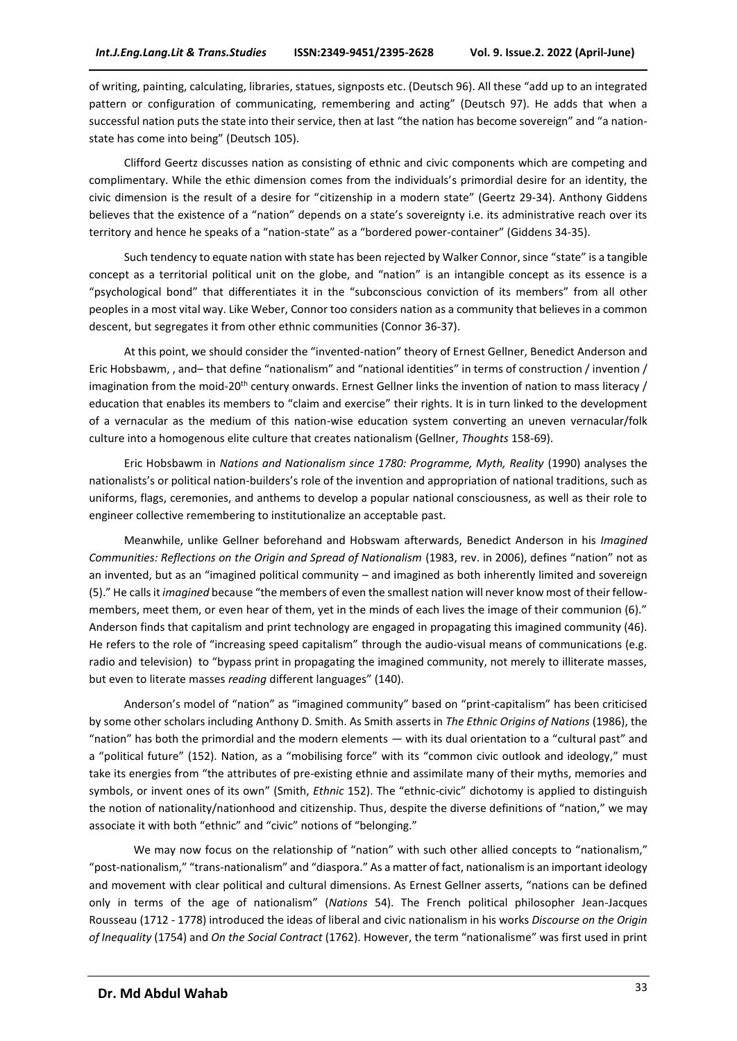of writing, painting, calculating, libraries, statues, signposts etc. (Deutsch 96). All these "add up to an integrated pattern or configuration of communicating, remembering and acting" (Deutsch 97). He adds that when a successful nation puts the state into their service, then at last "the nation has become sovereign" and "a nation-state has come into being" (Deutsch 105).

Clifford Geertz discusses nation as consisting of ethnic and civic components which are competing and complimentary. While the ethic dimension comes from the individuals's primordial desire for an identity, the civic dimension is the result of a desire for "citizenship in a modern state" (Geertz 29-34). Anthony Giddens believes that the existence of a "nation" depends on a state's sovereignty i.e. its administrative reach over its territory and hence he speaks of a "nation-state" as a "bordered power-container" (Giddens 34-35).

Such tendency to equate nation with state has been rejected by Walker Connor, since "state" is a tangible concept as a territorial political unit on the globe, and "nation" is an intangible concept as its essence is a "psychological bond" that differentiates it in the "subconscious conviction of its members" from all other peoples in a most vital way. Like Weber, Connor too considers nation as a community that believes in a common descent, but segregates it from other ethnic communities (Connor 36-37).

At this point, we should consider the "invented-nation" theory of Ernest Gellner, Benedict Anderson and Eric Hobsbawm, , and– that define "nationalism" and "national identities" in terms of construction / invention / imagination from the moid-20th century onwards. Ernest Gellner links the invention of nation to mass literacy / education that enables its members to "claim and exercise" their rights. It is in turn linked to the development of a vernacular as the medium of this nation-wise education system converting an uneven vernacular/folk culture into a homogenous elite culture that creates nationalism (Gellner, *Thoughts* 158-69).

Eric Hobsbawm in *Nations and Nationalism since 1780: Programme, Myth, Reality* (1990) analyses the nationalists's or political nation-builders's role of the invention and appropriation of national traditions, such as uniforms, flags, ceremonies, and anthems to develop a popular national consciousness, as well as their role to engineer collective remembering to institutionalize an acceptable past.

Meanwhile, unlike Gellner beforehand and Hobswam afterwards, Benedict Anderson in his *Imagined Communities: Reflections on the Origin and Spread of Nationalism* (1983, rev. in 2006), defines "nation" not as an invented, but as an "imagined political community – and imagined as both inherently limited and sovereign (5)." He calls it *imagined* because "the members of even the smallest nation will never know most of their fellow-members, meet them, or even hear of them, yet in the minds of each lives the image of their communion (6)." Anderson finds that capitalism and print technology are engaged in propagating this imagined community (46). He refers to the role of "increasing speed capitalism" through the audio-visual means of communications (e.g. radio and television) to "bypass print in propagating the imagined community, not merely to illiterate masses, but even to literate masses *reading* different languages" (140).

Anderson's model of "nation" as "imagined community" based on "print-capitalism" has been criticised by some other scholars including Anthony D. Smith. As Smith asserts in *The Ethnic Origins of Nations* (1986), the "nation" has both the primordial and the modern elements — with its dual orientation to a "cultural past" and a "political future" (152). Nation, as a "mobilising force" with its "common civic outlook and ideology," must take its energies from "the attributes of pre-existing ethnie and assimilate many of their myths, memories and symbols, or invent ones of its own" (Smith, *Ethnic* 152). The "ethnic-civic" dichotomy is applied to distinguish the notion of nationality/nationhood and citizenship. Thus, despite the diverse definitions of "nation," we may associate it with both "ethnic" and "civic" notions of "belonging."

We may now focus on the relationship of "nation" with such other allied concepts to "nationalism," "post-nationalism," "trans-nationalism" and "diaspora." As a matter of fact, nationalism is an important ideology and movement with clear political and cultural dimensions. As Ernest Gellner asserts, "nations can be defined only in terms of the age of nationalism" (*Nations* 54). The French political philosopher Jean-Jacques Rousseau (1712 - 1778) introduced the ideas of liberal and civic nationalism in his works *Discourse on the Origin of Inequality* (1754) and *On the Social Contract* (1762). However, the term "nationalisme" was first used in print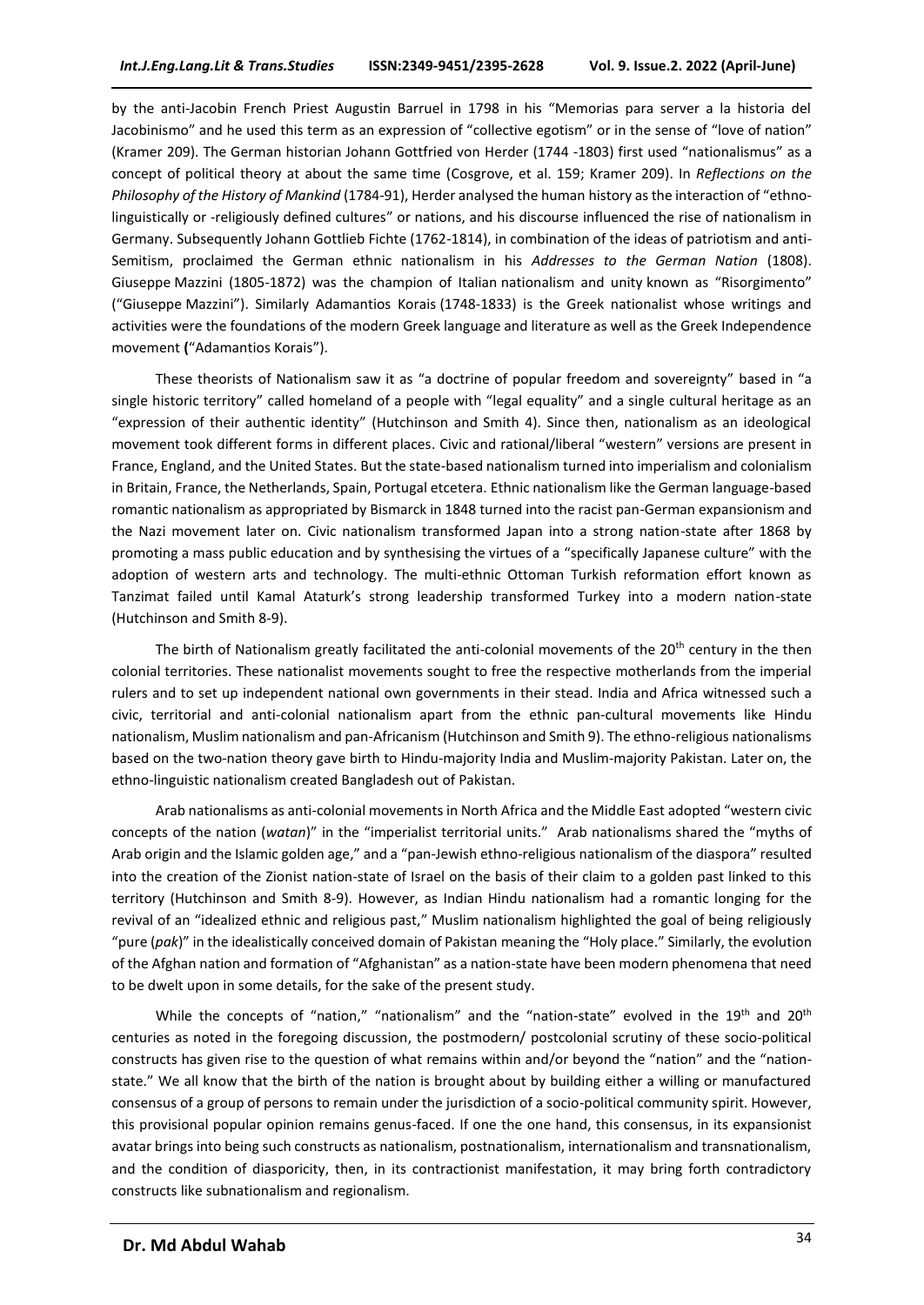by the anti-Jacobin French Priest Augustin Barruel in 1798 in his "Memorias para server a la historia del Jacobinismo" and he used this term as an expression of "collective egotism" or in the sense of "love of nation" (Kramer 209). The German historian Johann Gottfried von Herder (1744 -1803) first used "nationalismus" as a concept of political theory at about the same time (Cosgrove, et al. 159; Kramer 209). In *Reflections on the Philosophy of the History of Mankind* (1784-91), Herder analysed the human history as the interaction of "ethno-linguistically or -religiously defined cultures" or nations, and his discourse influenced the rise of nationalism in Germany. Subsequently Johann Gottlieb Fichte (1762-1814), in combination of the ideas of patriotism and anti-Semitism, proclaimed the German ethnic nationalism in his *Addresses to the German Nation* (1808). Giuseppe Mazzini (1805-1872) was the champion of Italian nationalism and unity known as "Risorgimento" ("Giuseppe Mazzini"). Similarly Adamantios Korais (1748-1833) is the Greek nationalist whose writings and activities were the foundations of the modern Greek language and literature as well as the Greek Independence movement **(**"Adamantios Korais").

These theorists of Nationalism saw it as "a doctrine of popular freedom and sovereignty" based in "a single historic territory" called homeland of a people with "legal equality" and a single cultural heritage as an "expression of their authentic identity" (Hutchinson and Smith 4). Since then, nationalism as an ideological movement took different forms in different places. Civic and rational/liberal "western" versions are present in France, England, and the United States. But the state-based nationalism turned into imperialism and colonialism in Britain, France, the Netherlands, Spain, Portugal etcetera. Ethnic nationalism like the German language-based romantic nationalism as appropriated by Bismarck in 1848 turned into the racist pan-German expansionism and the Nazi movement later on. Civic nationalism transformed Japan into a strong nation-state after 1868 by promoting a mass public education and by synthesising the virtues of a "specifically Japanese culture" with the adoption of western arts and technology. The multi-ethnic Ottoman Turkish reformation effort known as Tanzimat failed until Kamal Ataturk's strong leadership transformed Turkey into a modern nation-state (Hutchinson and Smith 8-9).

The birth of Nationalism greatly facilitated the anti-colonial movements of the 20th century in the then colonial territories. These nationalist movements sought to free the respective motherlands from the imperial rulers and to set up independent national own governments in their stead. India and Africa witnessed such a civic, territorial and anti-colonial nationalism apart from the ethnic pan-cultural movements like Hindu nationalism, Muslim nationalism and pan-Africanism (Hutchinson and Smith 9). The ethno-religious nationalisms based on the two-nation theory gave birth to Hindu-majority India and Muslim-majority Pakistan. Later on, the ethno-linguistic nationalism created Bangladesh out of Pakistan.

Arab nationalisms as anti-colonial movements in North Africa and the Middle East adopted "western civic concepts of the nation (*watan*)" in the "imperialist territorial units." Arab nationalisms shared the "myths of Arab origin and the Islamic golden age," and a "pan-Jewish ethno-religious nationalism of the diaspora" resulted into the creation of the Zionist nation-state of Israel on the basis of their claim to a golden past linked to this territory (Hutchinson and Smith 8-9). However, as Indian Hindu nationalism had a romantic longing for the revival of an "idealized ethnic and religious past," Muslim nationalism highlighted the goal of being religiously "pure (*pak*)" in the idealistically conceived domain of Pakistan meaning the "Holy place." Similarly, the evolution of the Afghan nation and formation of "Afghanistan" as a nation-state have been modern phenomena that need to be dwelt upon in some details, for the sake of the present study.

While the concepts of "nation," "nationalism" and the "nation-state" evolved in the 19th and 20th centuries as noted in the foregoing discussion, the postmodern/ postcolonial scrutiny of these socio-political constructs has given rise to the question of what remains within and/or beyond the "nation" and the "nation-state." We all know that the birth of the nation is brought about by building either a willing or manufactured consensus of a group of persons to remain under the jurisdiction of a socio-political community spirit. However, this provisional popular opinion remains genus-faced. If one the one hand, this consensus, in its expansionist avatar brings into being such constructs as nationalism, postnationalism, internationalism and transnationalism, and the condition of diasporicity, then, in its contractionist manifestation, it may bring forth contradictory constructs like subnationalism and regionalism.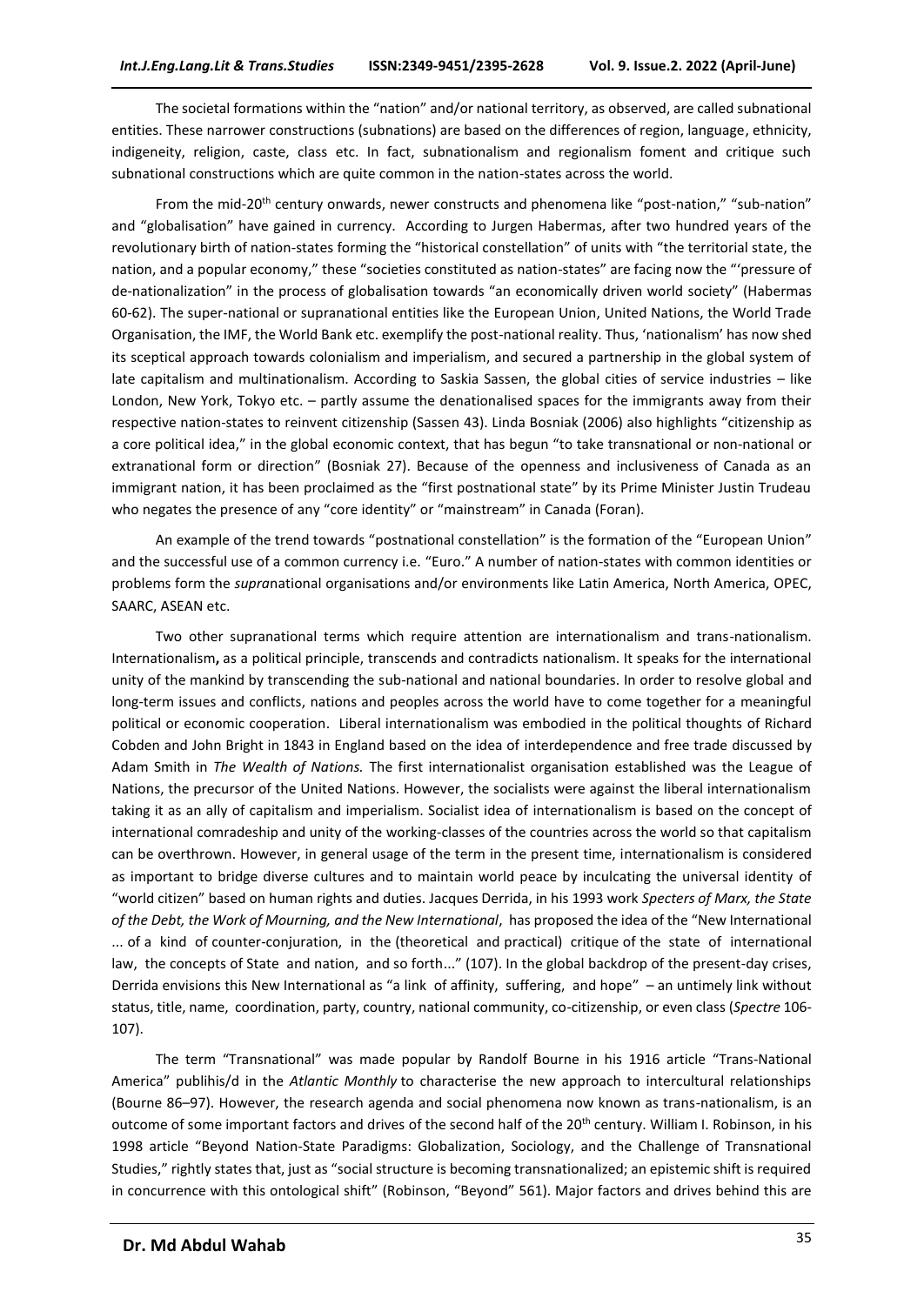The societal formations within the "nation" and/or national territory, as observed, are called subnational entities. These narrower constructions (subnations) are based on the differences of region, language, ethnicity, indigeneity, religion, caste, class etc. In fact, subnationalism and regionalism foment and critique such subnational constructions which are quite common in the nation-states across the world.

From the mid-20[th] century onwards, newer constructs and phenomena like "post-nation," "sub-nation" and "globalisation" have gained in currency. According to Jurgen Habermas, after two hundred years of the revolutionary birth of nation-states forming the "historical constellation" of units with "the territorial state, the nation, and a popular economy," these "societies constituted as nation-states" are facing now the "'pressure of de-nationalization" in the process of globalisation towards "an economically driven world society" (Habermas 60-62). The super-national or supranational entities like the European Union, United Nations, the World Trade Organisation, the IMF, the World Bank etc. exemplify the post-national reality. Thus, 'nationalism' has now shed its sceptical approach towards colonialism and imperialism, and secured a partnership in the global system of late capitalism and multinationalism. According to Saskia Sassen, the global cities of service industries – like London, New York, Tokyo etc. – partly assume the denationalised spaces for the immigrants away from their respective nation-states to reinvent citizenship (Sassen 43). Linda Bosniak (2006) also highlights "citizenship as a core political idea," in the global economic context, that has begun "to take transnational or non-national or extranational form or direction" (Bosniak 27). Because of the openness and inclusiveness of Canada as an immigrant nation, it has been proclaimed as the "first postnational state" by its Prime Minister Justin Trudeau who negates the presence of any "core identity" or "mainstream" in Canada (Foran).

An example of the trend towards "postnational constellation" is the formation of the "European Union" and the successful use of a common currency i.e. "Euro." A number of nation-states with common identities or problems form the *supra*national organisations and/or environments like Latin America, North America, OPEC, SAARC, ASEAN etc.

Two other supranational terms which require attention are internationalism and trans-nationalism. Internationalism**,** as a political principle, transcends and contradicts nationalism. It speaks for the international unity of the mankind by transcending the sub-national and national boundaries. In order to resolve global and long-term issues and conflicts, nations and peoples across the world have to come together for a meaningful political or economic cooperation. Liberal internationalism was embodied in the political thoughts of Richard Cobden and John Bright in 1843 in England based on the idea of interdependence and free trade discussed by Adam Smith in *The Wealth of Nations.* The first internationalist organisation established was the League of Nations, the precursor of the United Nations. However, the socialists were against the liberal internationalism taking it as an ally of capitalism and imperialism. Socialist idea of internationalism is based on the concept of international comradeship and unity of the working-classes of the countries across the world so that capitalism can be overthrown. However, in general usage of the term in the present time, internationalism is considered as important to bridge diverse cultures and to maintain world peace by inculcating the universal identity of "world citizen" based on human rights and duties. Jacques Derrida, in his 1993 work *Specters of Marx, the State of the Debt, the Work of Mourning, and the New International*, has proposed the idea of the "New International ... of a kind of counter-conjuration, in the (theoretical and practical) critique of the state of international law, the concepts of State and nation, and so forth..." (107). In the global backdrop of the present-day crises, Derrida envisions this New International as "a link of affinity, suffering, and hope" – an untimely link without status, title, name, coordination, party, country, national community, co-citizenship, or even class (*Spectre* 106-107).

The term "Transnational" was made popular by Randolf Bourne in his 1916 article "Trans-National America" publihis/d in the *Atlantic Monthly* to characterise the new approach to intercultural relationships (Bourne 86–97). However, the research agenda and social phenomena now known as trans-nationalism, is an outcome of some important factors and drives of the second half of the 20[th] century. William I. Robinson, in his 1998 article "Beyond Nation-State Paradigms: Globalization, Sociology, and the Challenge of Transnational Studies," rightly states that, just as "social structure is becoming transnationalized; an epistemic shift is required in concurrence with this ontological shift" (Robinson, "Beyond" 561). Major factors and drives behind this are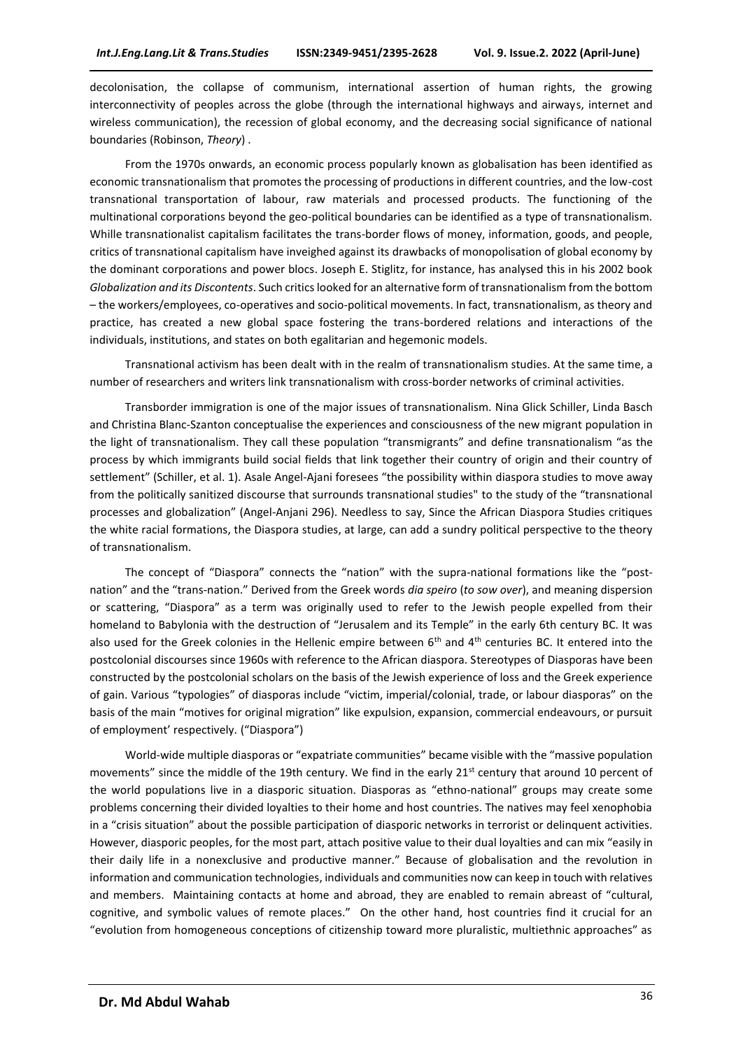decolonisation, the collapse of communism, international assertion of human rights, the growing interconnectivity of peoples across the globe (through the international highways and airways, internet and wireless communication), the recession of global economy, and the decreasing social significance of national boundaries (Robinson, *Theory*) .

From the 1970s onwards, an economic process popularly known as globalisation has been identified as economic transnationalism that promotes the processing of productions in different countries, and the low-cost transnational transportation of labour, raw materials and processed products. The functioning of the multinational corporations beyond the geo-political boundaries can be identified as a type of transnationalism. Whille transnationalist capitalism facilitates the trans-border flows of money, information, goods, and people, critics of transnational capitalism have inveighed against its drawbacks of monopolisation of global economy by the dominant corporations and power blocs. Joseph E. Stiglitz, for instance, has analysed this in his 2002 book *Globalization and its Discontents*. Such critics looked for an alternative form of transnationalism from the bottom – the workers/employees, co-operatives and socio-political movements. In fact, transnationalism, as theory and practice, has created a new global space fostering the trans-bordered relations and interactions of the individuals, institutions, and states on both egalitarian and hegemonic models.

Transnational activism has been dealt with in the realm of transnationalism studies. At the same time, a number of researchers and writers link transnationalism with cross-border networks of criminal activities.

Transborder immigration is one of the major issues of transnationalism. Nina Glick Schiller, Linda Basch and Christina Blanc-Szanton conceptualise the experiences and consciousness of the new migrant population in the light of transnationalism. They call these population "transmigrants" and define transnationalism "as the process by which immigrants build social fields that link together their country of origin and their country of settlement" (Schiller, et al. 1). Asale Angel-Ajani foresees "the possibility within diaspora studies to move away from the politically sanitized discourse that surrounds transnational studies" to the study of the "transnational processes and globalization" (Angel-Anjani 296). Needless to say, Since the African Diaspora Studies critiques the white racial formations, the Diaspora studies, at large, can add a sundry political perspective to the theory of transnationalism.

The concept of "Diaspora" connects the "nation" with the supra-national formations like the "post-nation" and the "trans-nation." Derived from the Greek words *dia speiro* (*to sow over*), and meaning dispersion or scattering, "Diaspora" as a term was originally used to refer to the Jewish people expelled from their homeland to Babylonia with the destruction of "Jerusalem and its Temple" in the early 6th century BC. It was also used for the Greek colonies in the Hellenic empire between 6th and 4th centuries BC. It entered into the postcolonial discourses since 1960s with reference to the African diaspora. Stereotypes of Diasporas have been constructed by the postcolonial scholars on the basis of the Jewish experience of loss and the Greek experience of gain. Various "typologies" of diasporas include "victim, imperial/colonial, trade, or labour diasporas" on the basis of the main "motives for original migration" like expulsion, expansion, commercial endeavours, or pursuit of employment' respectively. ("Diaspora")

World-wide multiple diasporas or "expatriate communities" became visible with the "massive population movements" since the middle of the 19th century. We find in the early 21st century that around 10 percent of the world populations live in a diasporic situation. Diasporas as "ethno-national" groups may create some problems concerning their divided loyalties to their home and host countries. The natives may feel xenophobia in a "crisis situation" about the possible participation of diasporic networks in terrorist or delinquent activities. However, diasporic peoples, for the most part, attach positive value to their dual loyalties and can mix "easily in their daily life in a nonexclusive and productive manner." Because of globalisation and the revolution in information and communication technologies, individuals and communities now can keep in touch with relatives and members. Maintaining contacts at home and abroad, they are enabled to remain abreast of "cultural, cognitive, and symbolic values of remote places." On the other hand, host countries find it crucial for an "evolution from homogeneous conceptions of citizenship toward more pluralistic, multiethnic approaches" as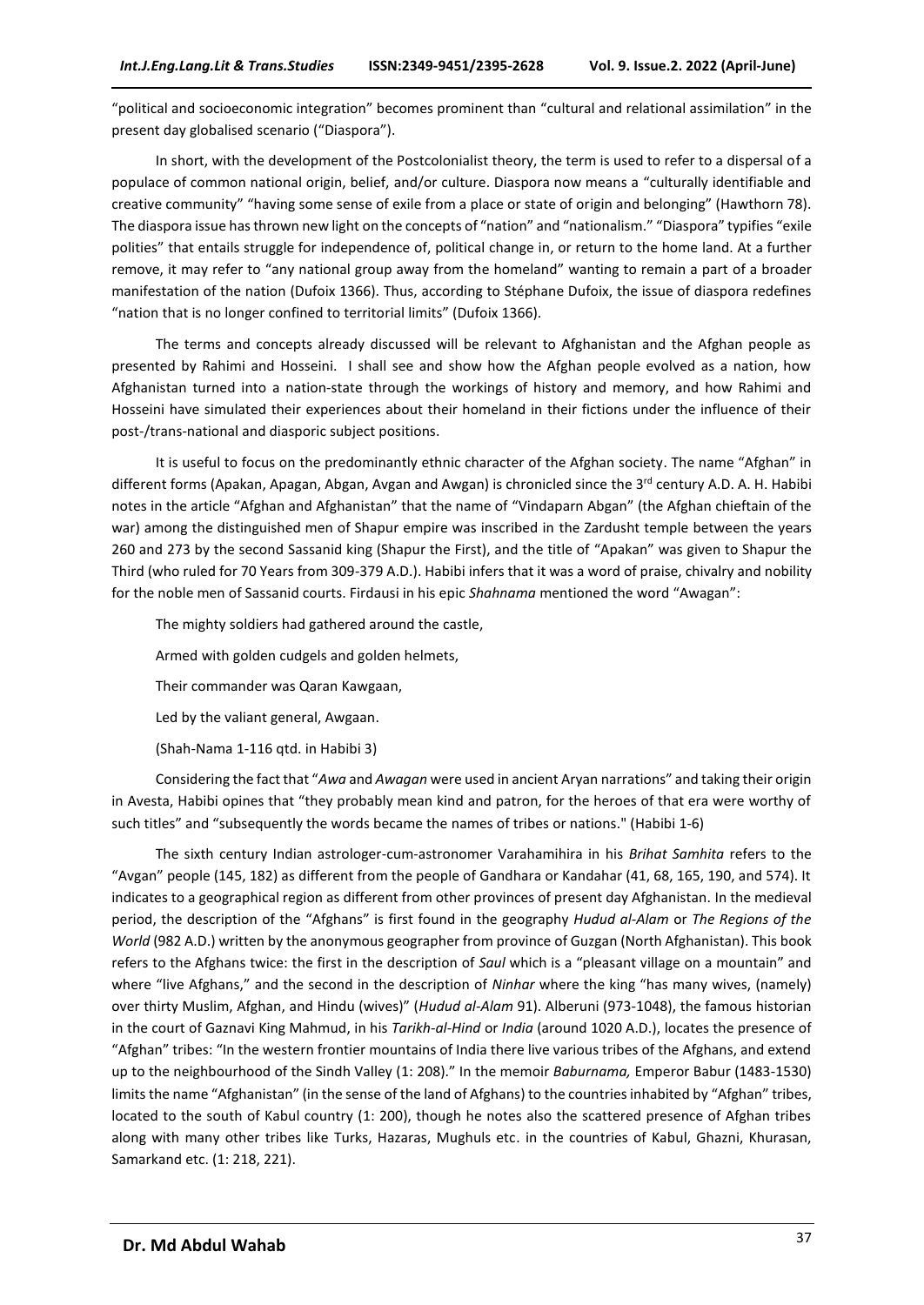"political and socioeconomic integration" becomes prominent than "cultural and relational assimilation" in the present day globalised scenario ("Diaspora").

In short, with the development of the Postcolonialist theory, the term is used to refer to a dispersal of a populace of common national origin, belief, and/or culture. Diaspora now means a "culturally identifiable and creative community" "having some sense of exile from a place or state of origin and belonging" (Hawthorn 78). The diaspora issue has thrown new light on the concepts of "nation" and "nationalism." "Diaspora" typifies "exile polities" that entails struggle for independence of, political change in, or return to the home land. At a further remove, it may refer to "any national group away from the homeland" wanting to remain a part of a broader manifestation of the nation (Dufoix 1366). Thus, according to Stéphane Dufoix, the issue of diaspora redefines "nation that is no longer confined to territorial limits" (Dufoix 1366).

The terms and concepts already discussed will be relevant to Afghanistan and the Afghan people as presented by Rahimi and Hosseini. I shall see and show how the Afghan people evolved as a nation, how Afghanistan turned into a nation-state through the workings of history and memory, and how Rahimi and Hosseini have simulated their experiences about their homeland in their fictions under the influence of their post-/trans-national and diasporic subject positions.

It is useful to focus on the predominantly ethnic character of the Afghan society. The name "Afghan" in different forms (Apakan, Apagan, Abgan, Avgan and Awgan) is chronicled since the 3rd century A.D. A. H. Habibi notes in the article "Afghan and Afghanistan" that the name of "Vindaparn Abgan" (the Afghan chieftain of the war) among the distinguished men of Shapur empire was inscribed in the Zardusht temple between the years 260 and 273 by the second Sassanid king (Shapur the First), and the title of "Apakan" was given to Shapur the Third (who ruled for 70 Years from 309-379 A.D.). Habibi infers that it was a word of praise, chivalry and nobility for the noble men of Sassanid courts. Firdausi in his epic *Shahnama* mentioned the word "Awagan":

The mighty soldiers had gathered around the castle,

Armed with golden cudgels and golden helmets,

Their commander was Qaran Kawgaan,

Led by the valiant general, Awgaan.

(Shah-Nama 1-116 qtd. in Habibi 3)

Considering the fact that "*Awa* and *Awagan* were used in ancient Aryan narrations" and taking their origin in Avesta, Habibi opines that "they probably mean kind and patron, for the heroes of that era were worthy of such titles" and "subsequently the words became the names of tribes or nations." (Habibi 1-6)

The sixth century Indian astrologer-cum-astronomer Varahamihira in his *Brihat Samhita* refers to the "Avgan" people (145, 182) as different from the people of Gandhara or Kandahar (41, 68, 165, 190, and 574). It indicates to a geographical region as different from other provinces of present day Afghanistan. In the medieval period, the description of the "Afghans" is first found in the geography *Hudud al-Alam* or *The Regions of the World* (982 A.D.) written by the anonymous geographer from province of Guzgan (North Afghanistan). This book refers to the Afghans twice: the first in the description of *Saul* which is a "pleasant village on a mountain" and where "live Afghans," and the second in the description of *Ninhar* where the king "has many wives, (namely) over thirty Muslim, Afghan, and Hindu (wives)" (*Hudud al-Alam* 91). Alberuni (973-1048), the famous historian in the court of Gaznavi King Mahmud, in his *Tarikh-al-Hind* or *India* (around 1020 A.D.), locates the presence of "Afghan" tribes: "In the western frontier mountains of India there live various tribes of the Afghans, and extend up to the neighbourhood of the Sindh Valley (1: 208)." In the memoir *Baburnama,* Emperor Babur (1483-1530) limits the name "Afghanistan" (in the sense of the land of Afghans) to the countries inhabited by "Afghan" tribes, located to the south of Kabul country (1: 200), though he notes also the scattered presence of Afghan tribes along with many other tribes like Turks, Hazaras, Mughuls etc. in the countries of Kabul, Ghazni, Khurasan, Samarkand etc. (1: 218, 221).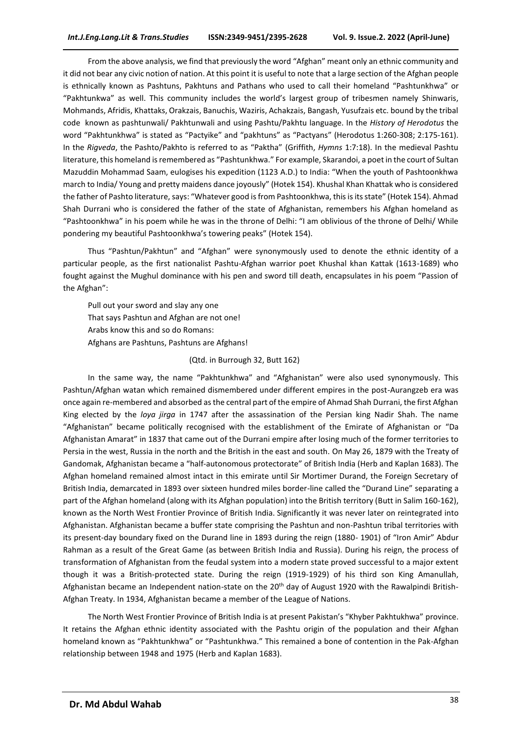From the above analysis, we find that previously the word "Afghan" meant only an ethnic community and it did not bear any civic notion of nation. At this point it is useful to note that a large section of the Afghan people is ethnically known as Pashtuns, Pakhtuns and Pathans who used to call their homeland "Pashtunkhwa" or "Pakhtunkwa" as well. This community includes the world's largest group of tribesmen namely Shinwaris, Mohmands, Afridis, Khattaks, Orakzais, Banuchis, Waziris, Achakzais, Bangash, Yusufzais etc. bound by the tribal code known as pashtunwali/ Pakhtunwali and using Pashtu/Pakhtu language. In the *History of Herodotus* the word "Pakhtunkhwa" is stated as "Pactyike" and "pakhtuns" as "Pactyans" (Herodotus 1:260-308; 2:175-161). In the *Rigveda*, the Pashto/Pakhto is referred to as "Paktha" (Griffith, *Hymns* 1:7:18). In the medieval Pashtu literature, this homeland is remembered as "Pashtunkhwa." For example, Skarandoi, a poet in the court of Sultan Mazuddin Mohammad Saam, eulogises his expedition (1123 A.D.) to India: "When the youth of Pashtoonkhwa march to India/ Young and pretty maidens dance joyously" (Hotek 154). Khushal Khan Khattak who is considered the father of Pashto literature, says: "Whatever good is from Pashtoonkhwa, this is its state" (Hotek 154). Ahmad Shah Durrani who is considered the father of the state of Afghanistan, remembers his Afghan homeland as "Pashtoonkhwa" in his poem while he was in the throne of Delhi: "I am oblivious of the throne of Delhi/ While pondering my beautiful Pashtoonkhwa's towering peaks" (Hotek 154).

Thus "Pashtun/Pakhtun" and "Afghan" were synonymously used to denote the ethnic identity of a particular people, as the first nationalist Pashtu-Afghan warrior poet Khushal khan Kattak (1613-1689) who fought against the Mughul dominance with his pen and sword till death, encapsulates in his poem "Passion of the Afghan":

> Pull out your sword and slay any one
> That says Pashtun and Afghan are not one!
> Arabs know this and so do Romans:
> Afghans are Pashtuns, Pashtuns are Afghans!
>
> (Qtd. in Burrough 32, Butt 162)

In the same way, the name "Pakhtunkhwa" and "Afghanistan" were also used synonymously. This Pashtun/Afghan watan which remained dismembered under different empires in the post-Aurangzeb era was once again re-membered and absorbed as the central part of the empire of Ahmad Shah Durrani, the first Afghan King elected by the *loya jirga* in 1747 after the assassination of the Persian king Nadir Shah. The name "Afghanistan" became politically recognised with the establishment of the Emirate of Afghanistan or "Da Afghanistan Amarat" in 1837 that came out of the Durrani empire after losing much of the former territories to Persia in the west, Russia in the north and the British in the east and south. On May 26, 1879 with the Treaty of Gandomak, Afghanistan became a "half-autonomous protectorate" of British India (Herb and Kaplan 1683). The Afghan homeland remained almost intact in this emirate until Sir Mortimer Durand, the Foreign Secretary of British India, demarcated in 1893 over sixteen hundred miles border-line called the "Durand Line" separating a part of the Afghan homeland (along with its Afghan population) into the British territory (Butt in Salim 160-162), known as the North West Frontier Province of British India. Significantly it was never later on reintegrated into Afghanistan. Afghanistan became a buffer state comprising the Pashtun and non-Pashtun tribal territories with its present-day boundary fixed on the Durand line in 1893 during the reign (1880- 1901) of "Iron Amir" Abdur Rahman as a result of the Great Game (as between British India and Russia). During his reign, the process of transformation of Afghanistan from the feudal system into a modern state proved successful to a major extent though it was a British-protected state. During the reign (1919-1929) of his third son King Amanullah, Afghanistan became an Independent nation-state on the 20th day of August 1920 with the Rawalpindi British-Afghan Treaty. In 1934, Afghanistan became a member of the League of Nations.

The North West Frontier Province of British India is at present Pakistan's "Khyber Pakhtukhwa" province. It retains the Afghan ethnic identity associated with the Pashtu origin of the population and their Afghan homeland known as "Pakhtunkhwa" or "Pashtunkhwa." This remained a bone of contention in the Pak-Afghan relationship between 1948 and 1975 (Herb and Kaplan 1683).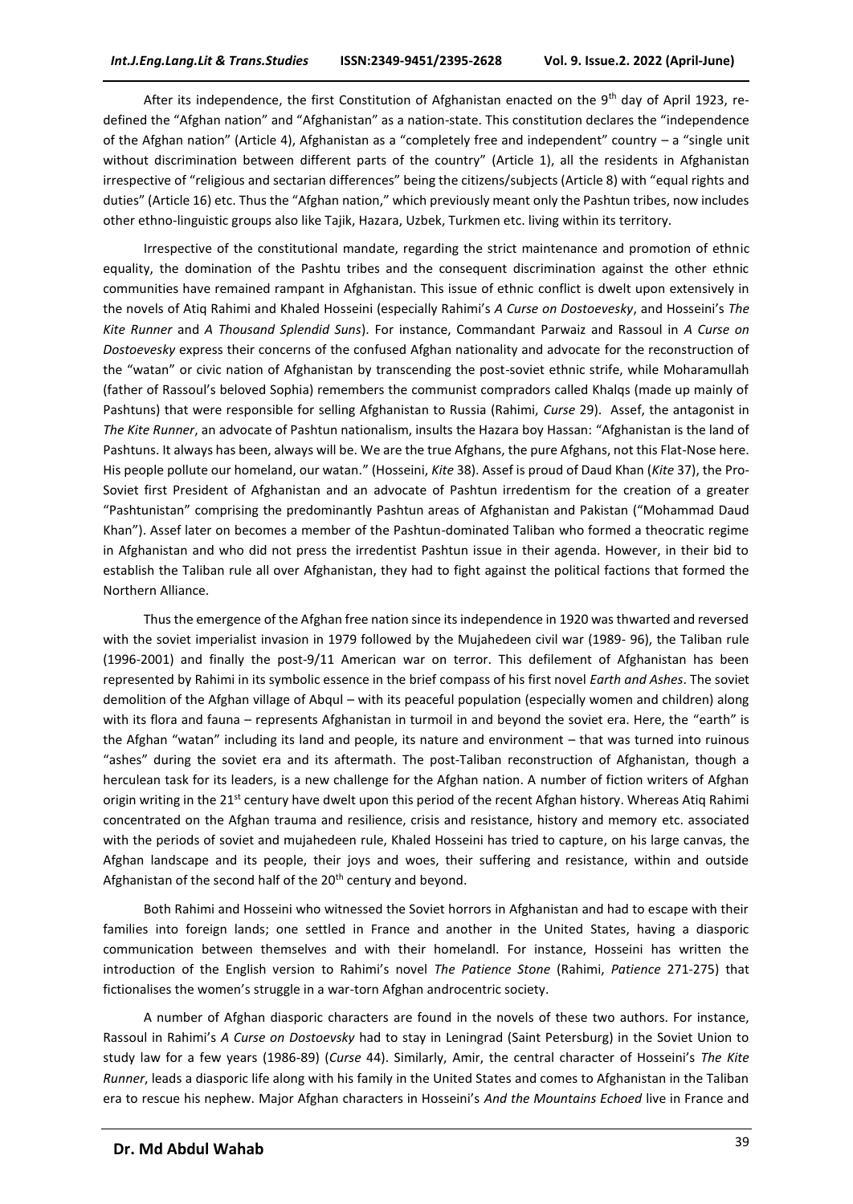After its independence, the first Constitution of Afghanistan enacted on the 9th day of April 1923, re-defined the "Afghan nation" and "Afghanistan" as a nation-state. This constitution declares the "independence of the Afghan nation" (Article 4), Afghanistan as a "completely free and independent" country – a "single unit without discrimination between different parts of the country" (Article 1), all the residents in Afghanistan irrespective of "religious and sectarian differences" being the citizens/subjects (Article 8) with "equal rights and duties" (Article 16) etc. Thus the "Afghan nation," which previously meant only the Pashtun tribes, now includes other ethno-linguistic groups also like Tajik, Hazara, Uzbek, Turkmen etc. living within its territory.

Irrespective of the constitutional mandate, regarding the strict maintenance and promotion of ethnic equality, the domination of the Pashtu tribes and the consequent discrimination against the other ethnic communities have remained rampant in Afghanistan. This issue of ethnic conflict is dwelt upon extensively in the novels of Atiq Rahimi and Khaled Hosseini (especially Rahimi's *A Curse on Dostoevesky*, and Hosseini's *The Kite Runner* and *A Thousand Splendid Suns*). For instance, Commandant Parwaiz and Rassoul in *A Curse on Dostoevesky* express their concerns of the confused Afghan nationality and advocate for the reconstruction of the "watan" or civic nation of Afghanistan by transcending the post-soviet ethnic strife, while Moharamullah (father of Rassoul's beloved Sophia) remembers the communist compradors called Khalqs (made up mainly of Pashtuns) that were responsible for selling Afghanistan to Russia (Rahimi, *Curse* 29). Assef, the antagonist in *The Kite Runner*, an advocate of Pashtun nationalism, insults the Hazara boy Hassan: "Afghanistan is the land of Pashtuns. It always has been, always will be. We are the true Afghans, the pure Afghans, not this Flat-Nose here. His people pollute our homeland, our watan." (Hosseini, *Kite* 38). Assef is proud of Daud Khan (*Kite* 37), the Pro-Soviet first President of Afghanistan and an advocate of Pashtun irredentism for the creation of a greater "Pashtunistan" comprising the predominantly Pashtun areas of Afghanistan and Pakistan ("Mohammad Daud Khan"). Assef later on becomes a member of the Pashtun-dominated Taliban who formed a theocratic regime in Afghanistan and who did not press the irredentist Pashtun issue in their agenda. However, in their bid to establish the Taliban rule all over Afghanistan, they had to fight against the political factions that formed the Northern Alliance.

Thus the emergence of the Afghan free nation since its independence in 1920 was thwarted and reversed with the soviet imperialist invasion in 1979 followed by the Mujahedeen civil war (1989- 96), the Taliban rule (1996-2001) and finally the post-9/11 American war on terror. This defilement of Afghanistan has been represented by Rahimi in its symbolic essence in the brief compass of his first novel *Earth and Ashes*. The soviet demolition of the Afghan village of Abqul – with its peaceful population (especially women and children) along with its flora and fauna – represents Afghanistan in turmoil in and beyond the soviet era. Here, the "earth" is the Afghan "watan" including its land and people, its nature and environment – that was turned into ruinous "ashes" during the soviet era and its aftermath. The post-Taliban reconstruction of Afghanistan, though a herculean task for its leaders, is a new challenge for the Afghan nation. A number of fiction writers of Afghan origin writing in the 21st century have dwelt upon this period of the recent Afghan history. Whereas Atiq Rahimi concentrated on the Afghan trauma and resilience, crisis and resistance, history and memory etc. associated with the periods of soviet and mujahedeen rule, Khaled Hosseini has tried to capture, on his large canvas, the Afghan landscape and its people, their joys and woes, their suffering and resistance, within and outside Afghanistan of the second half of the 20th century and beyond.

Both Rahimi and Hosseini who witnessed the Soviet horrors in Afghanistan and had to escape with their families into foreign lands; one settled in France and another in the United States, having a diasporic communication between themselves and with their homelandl. For instance, Hosseini has written the introduction of the English version to Rahimi's novel *The Patience Stone* (Rahimi, *Patience* 271-275) that fictionalises the women's struggle in a war-torn Afghan androcentric society.

A number of Afghan diasporic characters are found in the novels of these two authors. For instance, Rassoul in Rahimi's *A Curse on Dostoevsky* had to stay in Leningrad (Saint Petersburg) in the Soviet Union to study law for a few years (1986-89) (*Curse* 44). Similarly, Amir, the central character of Hosseini's *The Kite Runner*, leads a diasporic life along with his family in the United States and comes to Afghanistan in the Taliban era to rescue his nephew. Major Afghan characters in Hosseini's *And the Mountains Echoed* live in France and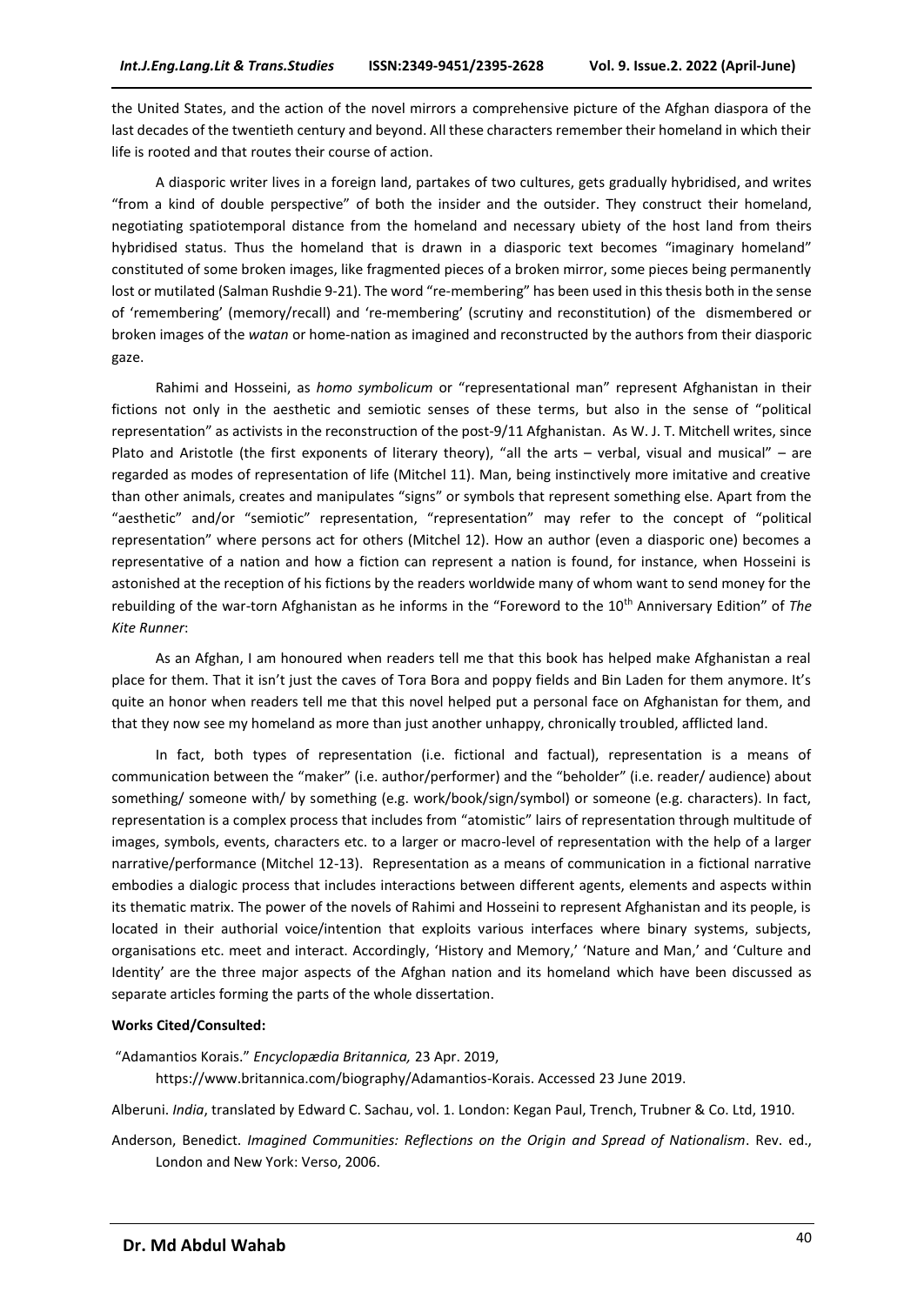the United States, and the action of the novel mirrors a comprehensive picture of the Afghan diaspora of the last decades of the twentieth century and beyond. All these characters remember their homeland in which their life is rooted and that routes their course of action.

A diasporic writer lives in a foreign land, partakes of two cultures, gets gradually hybridised, and writes "from a kind of double perspective" of both the insider and the outsider. They construct their homeland, negotiating spatiotemporal distance from the homeland and necessary ubiety of the host land from theirs hybridised status. Thus the homeland that is drawn in a diasporic text becomes "imaginary homeland" constituted of some broken images, like fragmented pieces of a broken mirror, some pieces being permanently lost or mutilated (Salman Rushdie 9-21). The word "re-membering" has been used in this thesis both in the sense of 'remembering' (memory/recall) and 're-membering' (scrutiny and reconstitution) of the dismembered or broken images of the *watan* or home-nation as imagined and reconstructed by the authors from their diasporic gaze.

Rahimi and Hosseini, as *homo symbolicum* or "representational man" represent Afghanistan in their fictions not only in the aesthetic and semiotic senses of these terms, but also in the sense of "political representation" as activists in the reconstruction of the post-9/11 Afghanistan. As W. J. T. Mitchell writes, since Plato and Aristotle (the first exponents of literary theory), "all the arts – verbal, visual and musical" – are regarded as modes of representation of life (Mitchel 11). Man, being instinctively more imitative and creative than other animals, creates and manipulates "signs" or symbols that represent something else. Apart from the "aesthetic" and/or "semiotic" representation, "representation" may refer to the concept of "political representation" where persons act for others (Mitchel 12). How an author (even a diasporic one) becomes a representative of a nation and how a fiction can represent a nation is found, for instance, when Hosseini is astonished at the reception of his fictions by the readers worldwide many of whom want to send money for the rebuilding of the war-torn Afghanistan as he informs in the "Foreword to the 10th Anniversary Edition" of *The Kite Runner*:

As an Afghan, I am honoured when readers tell me that this book has helped make Afghanistan a real place for them. That it isn't just the caves of Tora Bora and poppy fields and Bin Laden for them anymore. It's quite an honor when readers tell me that this novel helped put a personal face on Afghanistan for them, and that they now see my homeland as more than just another unhappy, chronically troubled, afflicted land.

In fact, both types of representation (i.e. fictional and factual), representation is a means of communication between the "maker" (i.e. author/performer) and the "beholder" (i.e. reader/ audience) about something/ someone with/ by something (e.g. work/book/sign/symbol) or someone (e.g. characters). In fact, representation is a complex process that includes from "atomistic" lairs of representation through multitude of images, symbols, events, characters etc. to a larger or macro-level of representation with the help of a larger narrative/performance (Mitchel 12-13). Representation as a means of communication in a fictional narrative embodies a dialogic process that includes interactions between different agents, elements and aspects within its thematic matrix. The power of the novels of Rahimi and Hosseini to represent Afghanistan and its people, is located in their authorial voice/intention that exploits various interfaces where binary systems, subjects, organisations etc. meet and interact. Accordingly, 'History and Memory,' 'Nature and Man,' and 'Culture and Identity' are the three major aspects of the Afghan nation and its homeland which have been discussed as separate articles forming the parts of the whole dissertation.

**Works Cited/Consulted:**

"Adamantios Korais." *Encyclopædia Britannica,* 23 Apr. 2019, https://www.britannica.com/biography/Adamantios-Korais. Accessed 23 June 2019.

Alberuni. *India*, translated by Edward C. Sachau, vol. 1. London: Kegan Paul, Trench, Trubner & Co. Ltd, 1910.

Anderson, Benedict. *Imagined Communities: Reflections on the Origin and Spread of Nationalism*. Rev. ed., London and New York: Verso, 2006.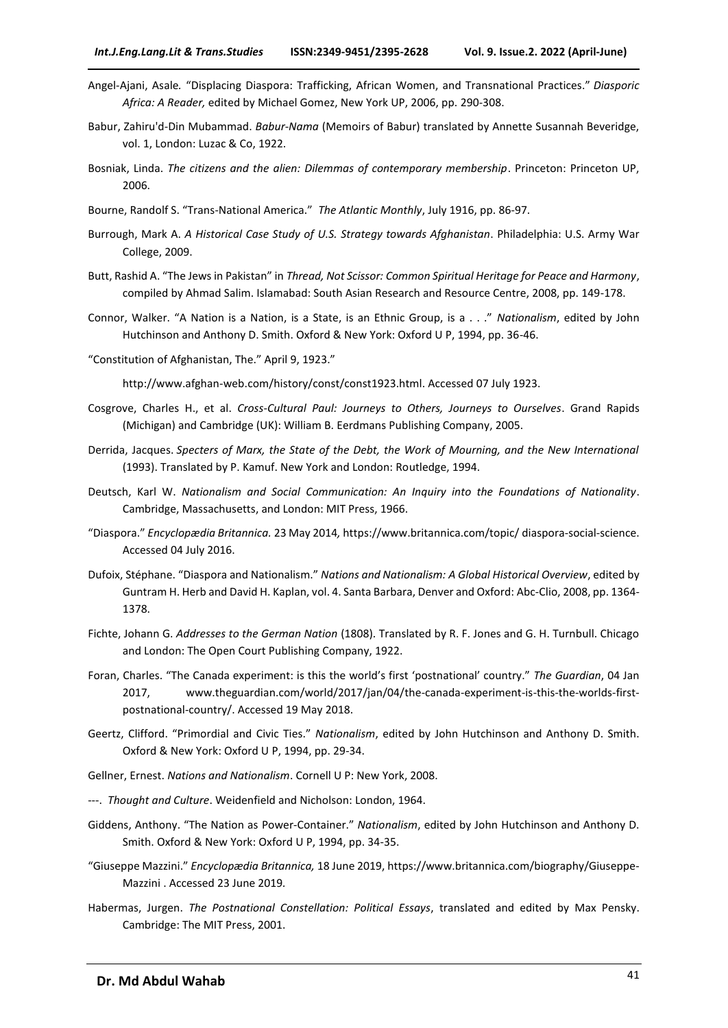Angel-Ajani, Asale. "Displacing Diaspora: Trafficking, African Women, and Transnational Practices." *Diasporic Africa: A Reader,* edited by Michael Gomez, New York UP, 2006, pp. 290-308.

Babur, Zahiru'd-Din Mubammad. *Babur-Nama* (Memoirs of Babur) translated by Annette Susannah Beveridge, vol. 1, London: Luzac & Co, 1922.

Bosniak, Linda. *The citizens and the alien: Dilemmas of contemporary membership*. Princeton: Princeton UP, 2006.

Bourne, Randolf S. "Trans-National America." *The Atlantic Monthly*, July 1916, pp. 86-97.

Burrough, Mark A. *A Historical Case Study of U.S. Strategy towards Afghanistan*. Philadelphia: U.S. Army War College, 2009.

Butt, Rashid A. "The Jews in Pakistan" in *Thread, Not Scissor: Common Spiritual Heritage for Peace and Harmony*, compiled by Ahmad Salim. Islamabad: South Asian Research and Resource Centre, 2008, pp. 149-178.

Connor, Walker. "A Nation is a Nation, is a State, is an Ethnic Group, is a . . ." *Nationalism*, edited by John Hutchinson and Anthony D. Smith. Oxford & New York: Oxford U P, 1994, pp. 36-46.

"Constitution of Afghanistan, The." April 9, 1923."

http://www.afghan-web.com/history/const/const1923.html. Accessed 07 July 1923.

Cosgrove, Charles H., et al. *Cross-Cultural Paul: Journeys to Others, Journeys to Ourselves*. Grand Rapids (Michigan) and Cambridge (UK): William B. Eerdmans Publishing Company, 2005.

Derrida, Jacques. *Specters of Marx, the State of the Debt, the Work of Mourning, and the New International* (1993). Translated by P. Kamuf. New York and London: Routledge, 1994.

Deutsch, Karl W. *Nationalism and Social Communication: An Inquiry into the Foundations of Nationality*. Cambridge, Massachusetts, and London: MIT Press, 1966.

"Diaspora." *Encyclopædia Britannica.* 23 May 2014, https://www.britannica.com/topic/ diaspora-social-science. Accessed 04 July 2016.

Dufoix, Stéphane. "Diaspora and Nationalism." *Nations and Nationalism: A Global Historical Overview*, edited by Guntram H. Herb and David H. Kaplan, vol. 4. Santa Barbara, Denver and Oxford: Abc-Clio, 2008, pp. 1364-1378.

Fichte, Johann G. *Addresses to the German Nation* (1808). Translated by R. F. Jones and G. H. Turnbull. Chicago and London: The Open Court Publishing Company, 1922.

Foran, Charles. "The Canada experiment: is this the world's first 'postnational' country." *The Guardian*, 04 Jan 2017, www.theguardian.com/world/2017/jan/04/the-canada-experiment-is-this-the-worlds-first-postnational-country/. Accessed 19 May 2018.

Geertz, Clifford. "Primordial and Civic Ties." *Nationalism*, edited by John Hutchinson and Anthony D. Smith. Oxford & New York: Oxford U P, 1994, pp. 29-34.

Gellner, Ernest. *Nations and Nationalism*. Cornell U P: New York, 2008.

---. *Thought and Culture*. Weidenfield and Nicholson: London, 1964.

Giddens, Anthony. "The Nation as Power-Container." *Nationalism*, edited by John Hutchinson and Anthony D. Smith. Oxford & New York: Oxford U P, 1994, pp. 34-35.

"Giuseppe Mazzini." *Encyclopædia Britannica,* 18 June 2019, https://www.britannica.com/biography/Giuseppe-Mazzini . Accessed 23 June 2019.

Habermas, Jurgen. *The Postnational Constellation: Political Essays*, translated and edited by Max Pensky. Cambridge: The MIT Press, 2001.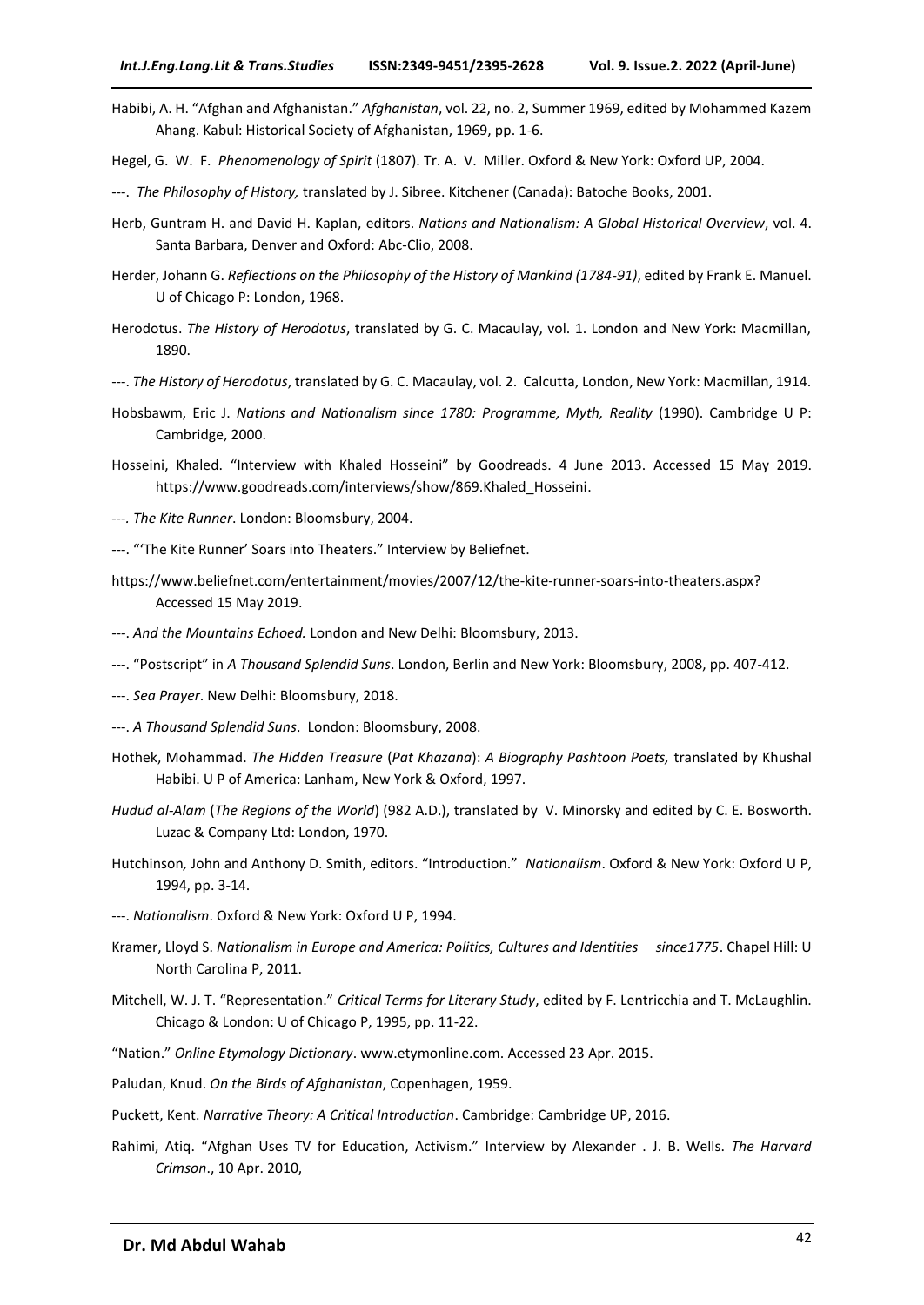Habibi, A. H. "Afghan and Afghanistan." *Afghanistan*, vol. 22, no. 2, Summer 1969, edited by Mohammed Kazem Ahang. Kabul: Historical Society of Afghanistan, 1969, pp. 1-6.

Hegel, G. W. F. *Phenomenology of Spirit* (1807). Tr. A. V. Miller. Oxford & New York: Oxford UP, 2004.

---. *The Philosophy of History,* translated by J. Sibree. Kitchener (Canada): Batoche Books, 2001.

Herb, Guntram H. and David H. Kaplan, editors. *Nations and Nationalism: A Global Historical Overview*, vol. 4. Santa Barbara, Denver and Oxford: Abc-Clio, 2008.

Herder, Johann G. *Reflections on the Philosophy of the History of Mankind (1784-91)*, edited by Frank E. Manuel. U of Chicago P: London, 1968.

Herodotus. *The History of Herodotus*, translated by G. C. Macaulay, vol. 1. London and New York: Macmillan, 1890.

---. *The History of Herodotus*, translated by G. C. Macaulay, vol. 2. Calcutta, London, New York: Macmillan, 1914.

Hobsbawm, Eric J. *Nations and Nationalism since 1780: Programme, Myth, Reality* (1990). Cambridge U P: Cambridge, 2000.

Hosseini, Khaled. "Interview with Khaled Hosseini" by Goodreads. 4 June 2013. Accessed 15 May 2019. https://www.goodreads.com/interviews/show/869.Khaled_Hosseini.

---. *The Kite Runner*. London: Bloomsbury, 2004.

---. "'The Kite Runner' Soars into Theaters." Interview by Beliefnet.

https://www.beliefnet.com/entertainment/movies/2007/12/the-kite-runner-soars-into-theaters.aspx? Accessed 15 May 2019.

---. *And the Mountains Echoed.* London and New Delhi: Bloomsbury, 2013.

---. "Postscript" in *A Thousand Splendid Suns*. London, Berlin and New York: Bloomsbury, 2008, pp. 407-412.

---. *Sea Prayer*. New Delhi: Bloomsbury, 2018.

---. *A Thousand Splendid Suns*. London: Bloomsbury, 2008.

Hothek, Mohammad. *The Hidden Treasure* (*Pat Khazana*): *A Biography Pashtoon Poets,* translated by Khushal Habibi. U P of America: Lanham, New York & Oxford, 1997.

*Hudud al-Alam* (*The Regions of the World*) (982 A.D.), translated by V. Minorsky and edited by C. E. Bosworth. Luzac & Company Ltd: London, 1970.

Hutchinson, John and Anthony D. Smith, editors. "Introduction." *Nationalism*. Oxford & New York: Oxford U P, 1994, pp. 3-14.

---. *Nationalism*. Oxford & New York: Oxford U P, 1994.

Kramer, Lloyd S. *Nationalism in Europe and America: Politics, Cultures and Identities since1775*. Chapel Hill: U North Carolina P, 2011.

Mitchell, W. J. T. "Representation." *Critical Terms for Literary Study*, edited by F. Lentricchia and T. McLaughlin. Chicago & London: U of Chicago P, 1995, pp. 11-22.

"Nation." *Online Etymology Dictionary*. www.etymonline.com. Accessed 23 Apr. 2015.

Paludan, Knud. *On the Birds of Afghanistan*, Copenhagen, 1959.

Puckett, Kent. *Narrative Theory: A Critical Introduction*. Cambridge: Cambridge UP, 2016.

Rahimi, Atiq. "Afghan Uses TV for Education, Activism." Interview by Alexander . J. B. Wells. *The Harvard Crimson*., 10 Apr. 2010,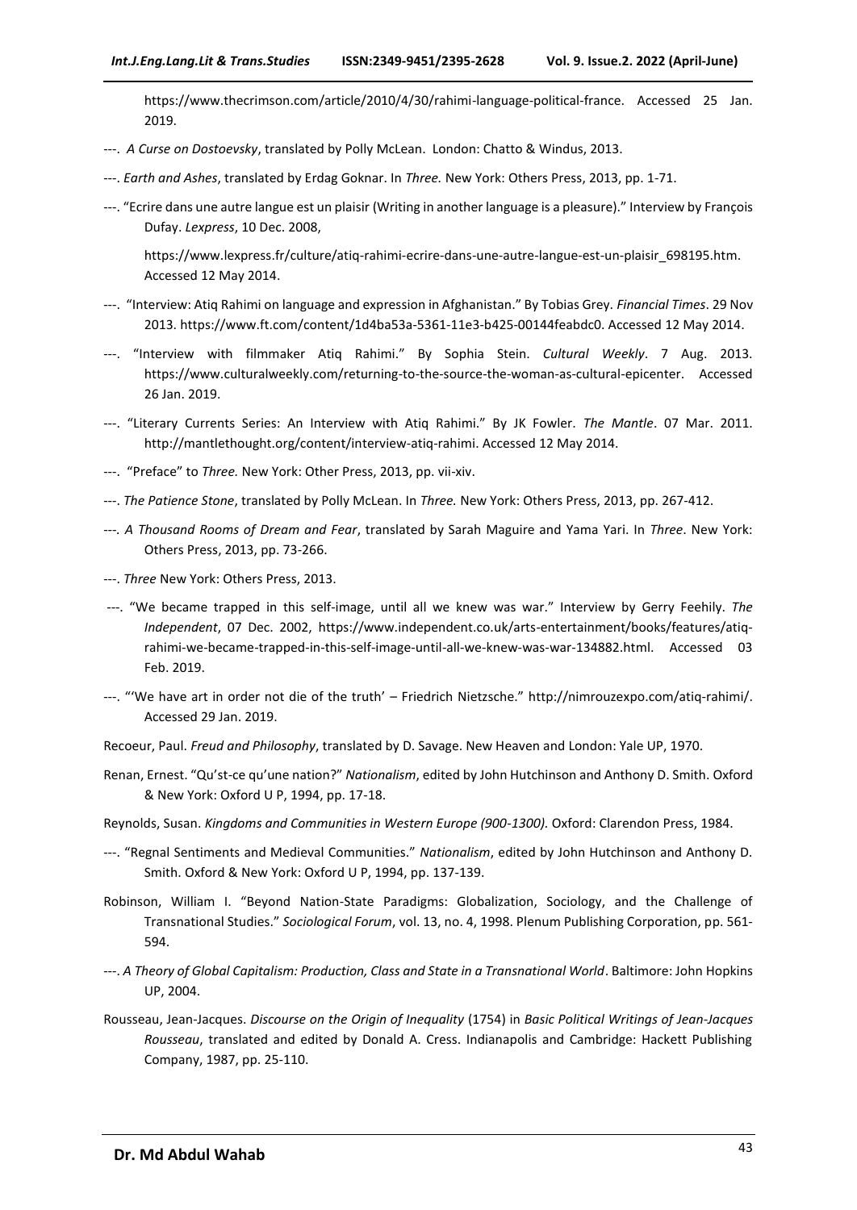https://www.thecrimson.com/article/2010/4/30/rahimi-language-political-france. Accessed 25 Jan. 2019.

---. *A Curse on Dostoevsky*, translated by Polly McLean. London: Chatto & Windus, 2013.

---. *Earth and Ashes*, translated by Erdag Goknar. In *Three.* New York: Others Press, 2013, pp. 1-71.

---. "Ecrire dans une autre langue est un plaisir (Writing in another language is a pleasure)." Interview by François Dufay. *Lexpress*, 10 Dec. 2008,

https://www.lexpress.fr/culture/atiq-rahimi-ecrire-dans-une-autre-langue-est-un-plaisir_698195.htm. Accessed 12 May 2014.

---. "Interview: Atiq Rahimi on language and expression in Afghanistan." By Tobias Grey. *Financial Times*. 29 Nov 2013. https://www.ft.com/content/1d4ba53a-5361-11e3-b425-00144feabdc0. Accessed 12 May 2014.

---. "Interview with filmmaker Atiq Rahimi." By Sophia Stein. *Cultural Weekly*. 7 Aug. 2013. https://www.culturalweekly.com/returning-to-the-source-the-woman-as-cultural-epicenter. Accessed 26 Jan. 2019.

---. "Literary Currents Series: An Interview with Atiq Rahimi." By JK Fowler. *The Mantle*. 07 Mar. 2011. http://mantlethought.org/content/interview-atiq-rahimi. Accessed 12 May 2014.

---. "Preface" to *Three.* New York: Other Press, 2013, pp. vii-xiv.

---. *The Patience Stone*, translated by Polly McLean. In *Three.* New York: Others Press, 2013, pp. 267-412.

---. *A Thousand Rooms of Dream and Fear*, translated by Sarah Maguire and Yama Yari. In *Three*. New York: Others Press, 2013, pp. 73-266.

---. *Three* New York: Others Press, 2013.

---. "We became trapped in this self-image, until all we knew was war." Interview by Gerry Feehily. *The Independent*, 07 Dec. 2002, https://www.independent.co.uk/arts-entertainment/books/features/atiq-rahimi-we-became-trapped-in-this-self-image-until-all-we-knew-was-war-134882.html. Accessed 03 Feb. 2019.

---. "'We have art in order not die of the truth' – Friedrich Nietzsche." http://nimrouzexpo.com/atiq-rahimi/. Accessed 29 Jan. 2019.

Recoeur, Paul. *Freud and Philosophy*, translated by D. Savage. New Heaven and London: Yale UP, 1970.

Renan, Ernest. "Qu'st-ce qu'une nation?" *Nationalism*, edited by John Hutchinson and Anthony D. Smith. Oxford & New York: Oxford U P, 1994, pp. 17-18.

Reynolds, Susan. *Kingdoms and Communities in Western Europe (900-1300).* Oxford: Clarendon Press, 1984.

---. "Regnal Sentiments and Medieval Communities." *Nationalism*, edited by John Hutchinson and Anthony D. Smith. Oxford & New York: Oxford U P, 1994, pp. 137-139.

Robinson, William I. "Beyond Nation-State Paradigms: Globalization, Sociology, and the Challenge of Transnational Studies." *Sociological Forum*, vol. 13, no. 4, 1998. Plenum Publishing Corporation, pp. 561-594.

---. *A Theory of Global Capitalism: Production, Class and State in a Transnational World*. Baltimore: John Hopkins UP, 2004.

Rousseau, Jean-Jacques. *Discourse on the Origin of Inequality* (1754) in *Basic Political Writings of Jean-Jacques Rousseau*, translated and edited by Donald A. Cress. Indianapolis and Cambridge: Hackett Publishing Company, 1987, pp. 25-110.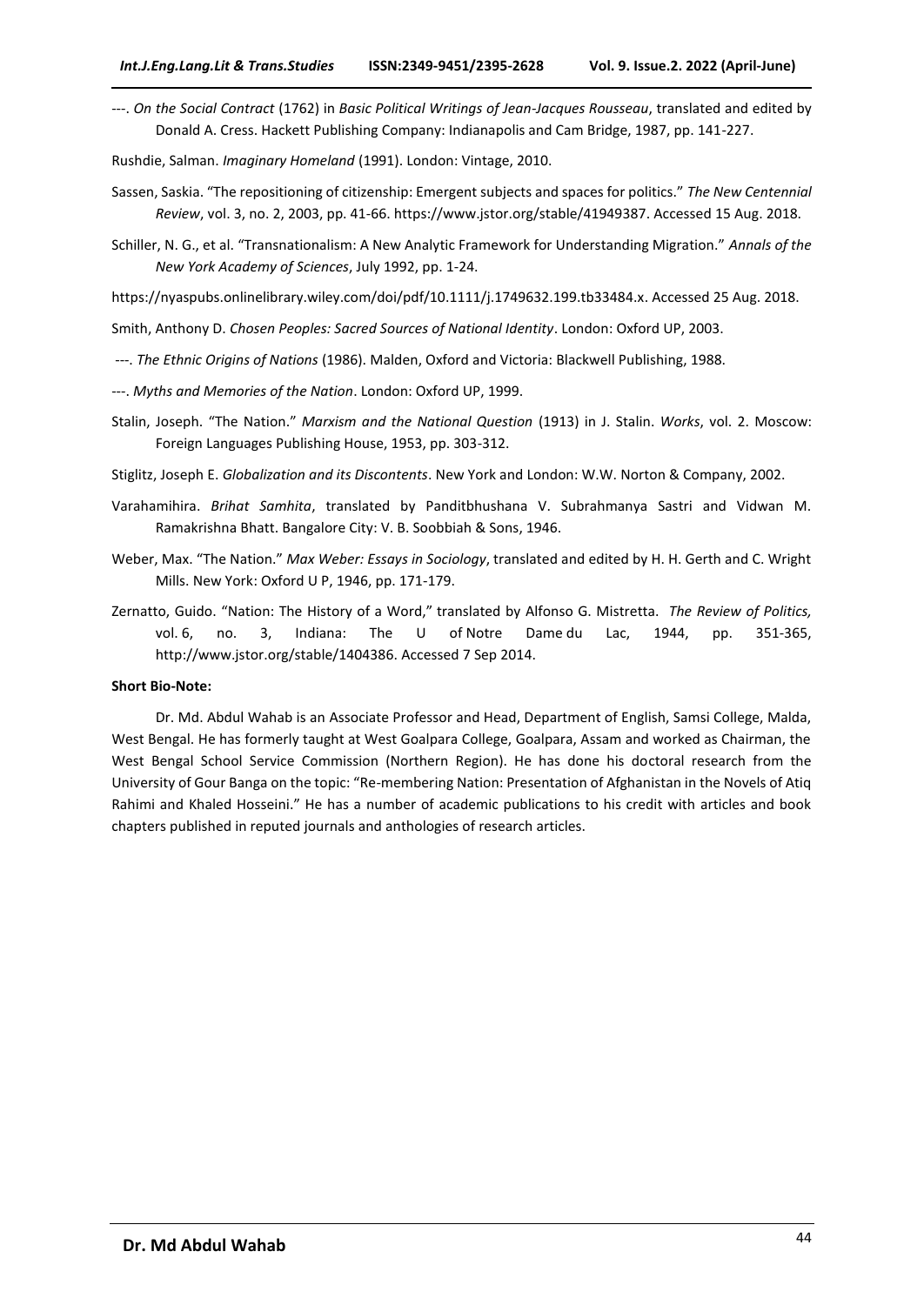---. *On the Social Contract* (1762) in *Basic Political Writings of Jean-Jacques Rousseau*, translated and edited by Donald A. Cress. Hackett Publishing Company: Indianapolis and Cam Bridge, 1987, pp. 141-227.

Rushdie, Salman. *Imaginary Homeland* (1991). London: Vintage, 2010.

Sassen, Saskia. "The repositioning of citizenship: Emergent subjects and spaces for politics." *The New Centennial Review*, vol. 3, no. 2, 2003, pp. 41-66. https://www.jstor.org/stable/41949387. Accessed 15 Aug. 2018.

Schiller, N. G., et al. "Transnationalism: A New Analytic Framework for Understanding Migration." *Annals of the New York Academy of Sciences*, July 1992, pp. 1-24.

https://nyaspubs.onlinelibrary.wiley.com/doi/pdf/10.1111/j.1749632.199.tb33484.x. Accessed 25 Aug. 2018.

Smith, Anthony D. *Chosen Peoples: Sacred Sources of National Identity*. London: Oxford UP, 2003.

---. *The Ethnic Origins of Nations* (1986). Malden, Oxford and Victoria: Blackwell Publishing, 1988.

---. *Myths and Memories of the Nation*. London: Oxford UP, 1999.

Stalin, Joseph. "The Nation." *Marxism and the National Question* (1913) in J. Stalin. *Works*, vol. 2. Moscow: Foreign Languages Publishing House, 1953, pp. 303-312.

Stiglitz, Joseph E. *Globalization and its Discontents*. New York and London: W.W. Norton & Company, 2002.

Varahamihira. *Brihat Samhita*, translated by Panditbhushana V. Subrahmanya Sastri and Vidwan M. Ramakrishna Bhatt. Bangalore City: V. B. Soobbiah & Sons, 1946.

Weber, Max. "The Nation." *Max Weber: Essays in Sociology*, translated and edited by H. H. Gerth and C. Wright Mills. New York: Oxford U P, 1946, pp. 171-179.

Zernatto, Guido. "Nation: The History of a Word," translated by Alfonso G. Mistretta. *The Review of Politics,* vol. 6, no. 3, Indiana: The U of Notre Dame du Lac, 1944, pp. 351-365, http://www.jstor.org/stable/1404386. Accessed 7 Sep 2014.

**Short Bio-Note:**

Dr. Md. Abdul Wahab is an Associate Professor and Head, Department of English, Samsi College, Malda, West Bengal. He has formerly taught at West Goalpara College, Goalpara, Assam and worked as Chairman, the West Bengal School Service Commission (Northern Region). He has done his doctoral research from the University of Gour Banga on the topic: "Re-membering Nation: Presentation of Afghanistan in the Novels of Atiq Rahimi and Khaled Hosseini." He has a number of academic publications to his credit with articles and book chapters published in reputed journals and anthologies of research articles.